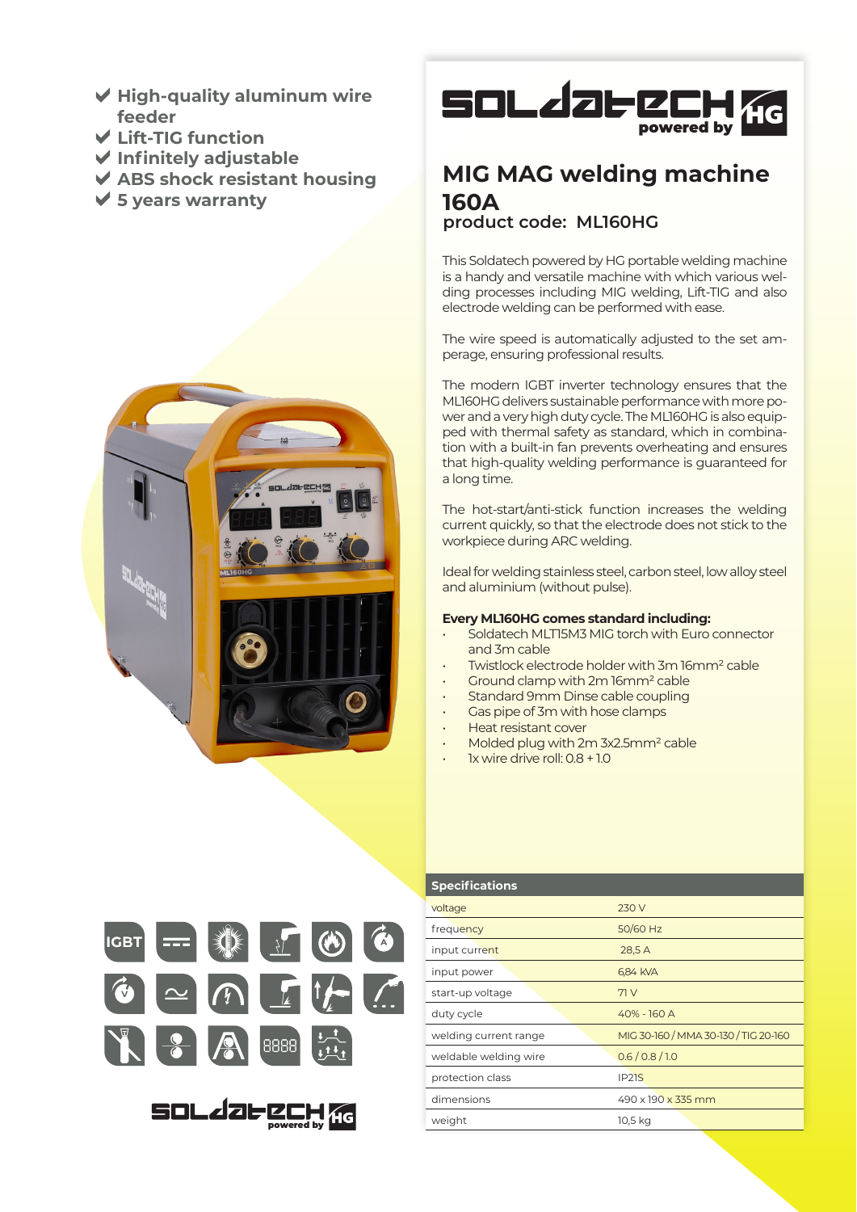- ✔ High-quality aluminum wire feeder
- ✔ Lift-TIG function
- ✔ Infinitely adjustable
- ✔ ABS shock resistant housing
- ✔ 5 years warranty

# MIG MAG welding machine 160A

## product code: ML160HG

This Soldatech powered by HG portable welding machine is a handy and versatile machine with which various welding processes including MIG welding, Lift-TIG and also electrode welding can be performed with ease.

The wire speed is automatically adjusted to the set amperage, ensuring professional results.

The modern IGBT inverter technology ensures that the ML160HG delivers sustainable performance with more power and a very high duty cycle. The ML160HG is also equipped with thermal safety as standard, which in combination with a built-in fan prevents overheating and ensures that high-quality welding performance is guaranteed for a long time.

The hot-start/anti-stick function increases the welding current quickly, so that the electrode does not stick to the workpiece during ARC welding.

Ideal for welding stainless steel, carbon steel, low alloy steel and aluminium (without pulse).

**Every ML160HG comes standard including:**

- Soldatech MLT15M3 MIG torch with Euro connector and 3m cable
- Twistlock electrode holder with 3m 16mm² cable
- Ground clamp with 2m 16mm² cable
- Standard 9mm Dinse cable coupling
- Gas pipe of 3m with hose clamps
- Heat resistant cover
- Molded plug with 2m 3x2.5mm² cable
- 1x wire drive roll: 0.8 + 1.0

| Specifications | |
|---|---|
| voltage | 230 V |
| frequency | 50/60 Hz |
| input current | 28,5 A |
| input power | 6,84 kVA |
| start-up voltage | 71 V |
| duty cycle | 40% - 160 A |
| welding current range | MIG 30-160 / MMA 30-130 / TIG 20-160 |
| weldable welding wire | 0.6 / 0.8 / 1.0 |
| protection class | IP21S |
| dimensions | 490 x 190 x 335 mm |
| weight | 10,5 kg |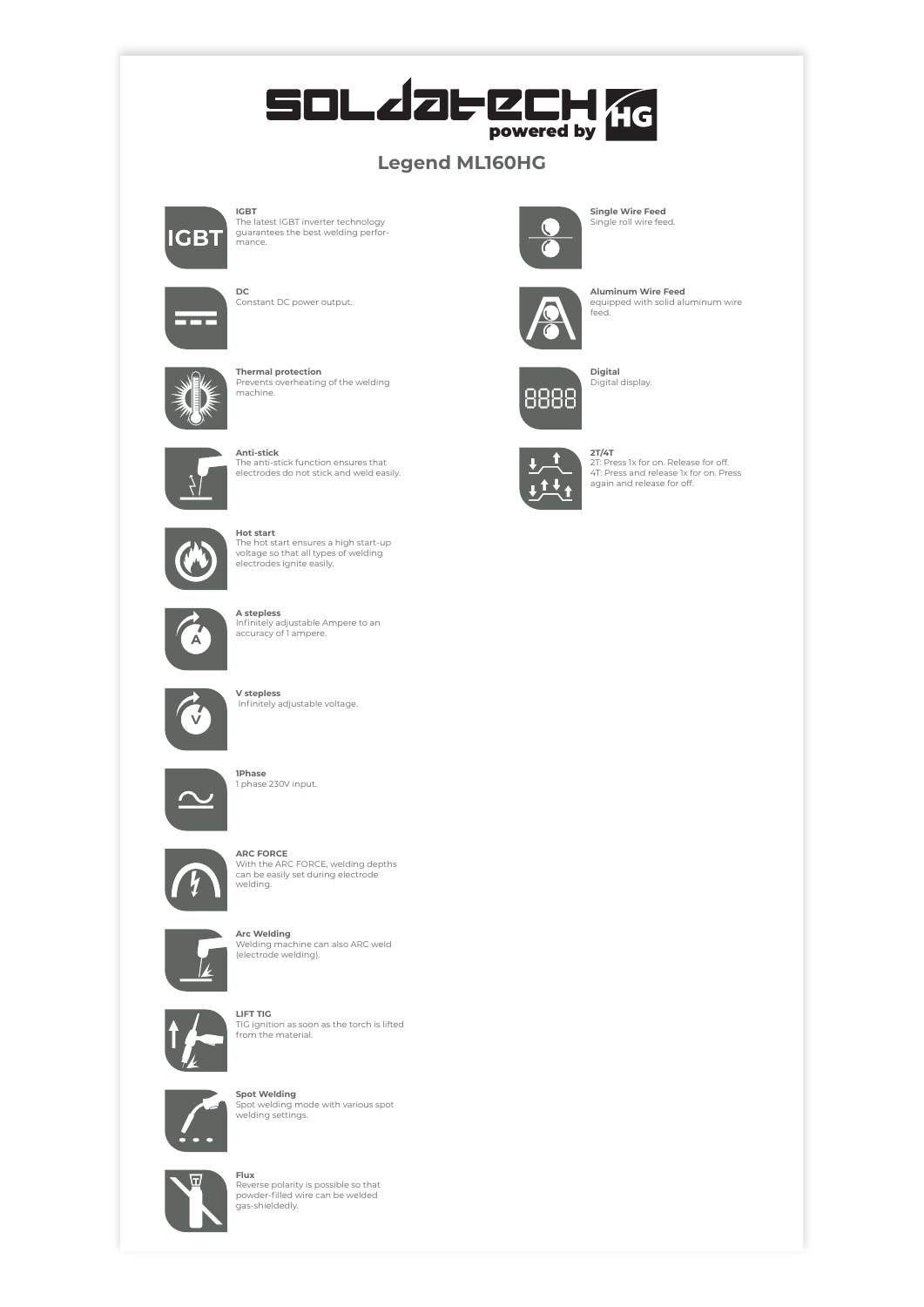# SOLDATECH powered by HG

## Legend ML160HG

**IGBT**
The latest IGBT inverter technology guarantees the best welding performance.

**DC**
Constant DC power output.

**Thermal protection**
Prevents overheating of the welding machine.

**Anti-stick**
The anti-stick function ensures that electrodes do not stick and weld easily.

**Hot start**
The hot start ensures a high start-up voltage so that all types of welding electrodes ignite easily.

**A stepless**
Infinitely adjustable Ampere to an accuracy of 1 ampere.

**V stepless**
Infinitely adjustable voltage.

**1Phase**
1 phase 230V input.

**ARC FORCE**
With the ARC FORCE, welding depths can be easily set during electrode welding.

**Arc Welding**
Welding machine can also ARC weld (electrode welding).

**LIFT TIG**
TIG ignition as soon as the torch is lifted from the material.

**Spot Welding**
Spot welding mode with various spot welding settings.

**Flux**
Reverse polarity is possible so that powder-filled wire can be welded gas-shieldedly.

**Single Wire Feed**
Single roll wire feed.

**Aluminum Wire Feed**
equipped with solid aluminum wire feed.

**Digital**
Digital display.

**2T/4T**
2T: Press 1x for on. Release for off.
4T: Press and release 1x for on. Press again and release for off.